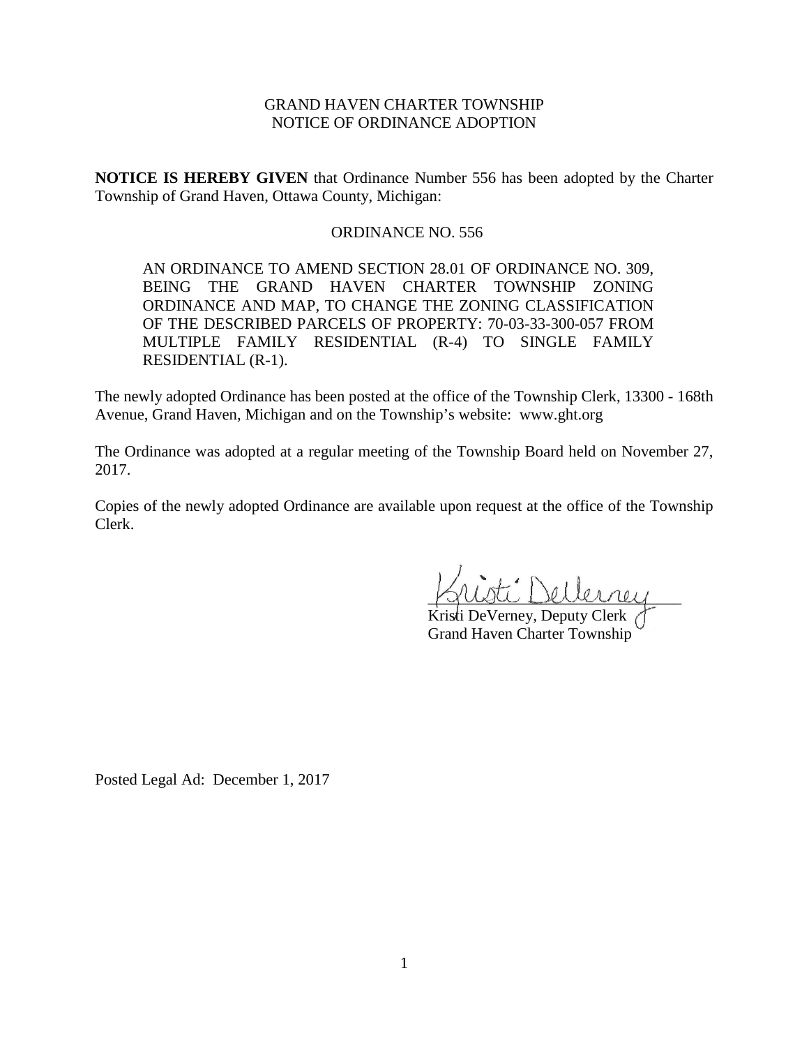GRAND HAVEN CHARTER TOWNSHIP
NOTICE OF ORDINANCE ADOPTION

**NOTICE IS HEREBY GIVEN** that Ordinance Number 556 has been adopted by the Charter Township of Grand Haven, Ottawa County, Michigan:

ORDINANCE NO. 556

> AN ORDINANCE TO AMEND SECTION 28.01 OF ORDINANCE NO. 309, BEING THE GRAND HAVEN CHARTER TOWNSHIP ZONING ORDINANCE AND MAP, TO CHANGE THE ZONING CLASSIFICATION OF THE DESCRIBED PARCELS OF PROPERTY: 70-03-33-300-057 FROM MULTIPLE FAMILY RESIDENTIAL (R-4) TO SINGLE FAMILY RESIDENTIAL (R-1).

The newly adopted Ordinance has been posted at the office of the Township Clerk, 13300 - 168th Avenue, Grand Haven, Michigan and on the Township's website: www.ght.org

The Ordinance was adopted at a regular meeting of the Township Board held on November 27, 2017.

Copies of the newly adopted Ordinance are available upon request at the office of the Township Clerk.

Kristi DeVerney
Kristi DeVerney, Deputy Clerk
Grand Haven Charter Township

Posted Legal Ad: December 1, 2017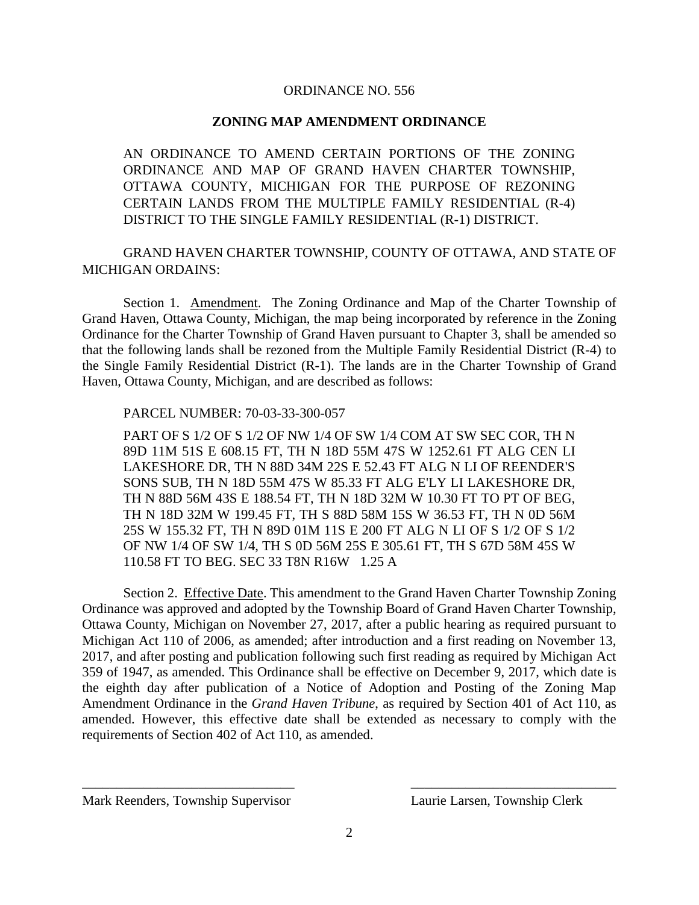ORDINANCE NO. 556

**ZONING MAP AMENDMENT ORDINANCE**

AN ORDINANCE TO AMEND CERTAIN PORTIONS OF THE ZONING ORDINANCE AND MAP OF GRAND HAVEN CHARTER TOWNSHIP, OTTAWA COUNTY, MICHIGAN FOR THE PURPOSE OF REZONING CERTAIN LANDS FROM THE MULTIPLE FAMILY RESIDENTIAL (R-4) DISTRICT TO THE SINGLE FAMILY RESIDENTIAL (R-1) DISTRICT.

GRAND HAVEN CHARTER TOWNSHIP, COUNTY OF OTTAWA, AND STATE OF MICHIGAN ORDAINS:

Section 1. Amendment. The Zoning Ordinance and Map of the Charter Township of Grand Haven, Ottawa County, Michigan, the map being incorporated by reference in the Zoning Ordinance for the Charter Township of Grand Haven pursuant to Chapter 3, shall be amended so that the following lands shall be rezoned from the Multiple Family Residential District (R-4) to the Single Family Residential District (R-1). The lands are in the Charter Township of Grand Haven, Ottawa County, Michigan, and are described as follows:

PARCEL NUMBER: 70-03-33-300-057

PART OF S 1/2 OF S 1/2 OF NW 1/4 OF SW 1/4 COM AT SW SEC COR, TH N 89D 11M 51S E 608.15 FT, TH N 18D 55M 47S W 1252.61 FT ALG CEN LI LAKESHORE DR, TH N 88D 34M 22S E 52.43 FT ALG N LI OF REENDER'S SONS SUB, TH N 18D 55M 47S W 85.33 FT ALG E'LY LI LAKESHORE DR, TH N 88D 56M 43S E 188.54 FT, TH N 18D 32M W 10.30 FT TO PT OF BEG, TH N 18D 32M W 199.45 FT, TH S 88D 58M 15S W 36.53 FT, TH N 0D 56M 25S W 155.32 FT, TH N 89D 01M 11S E 200 FT ALG N LI OF S 1/2 OF S 1/2 OF NW 1/4 OF SW 1/4, TH S 0D 56M 25S E 305.61 FT, TH S 67D 58M 45S W 110.58 FT TO BEG. SEC 33 T8N R16W 1.25 A

Section 2. Effective Date. This amendment to the Grand Haven Charter Township Zoning Ordinance was approved and adopted by the Township Board of Grand Haven Charter Township, Ottawa County, Michigan on November 27, 2017, after a public hearing as required pursuant to Michigan Act 110 of 2006, as amended; after introduction and a first reading on November 13, 2017, and after posting and publication following such first reading as required by Michigan Act 359 of 1947, as amended. This Ordinance shall be effective on December 9, 2017, which date is the eighth day after publication of a Notice of Adoption and Posting of the Zoning Map Amendment Ordinance in the *Grand Haven Tribune*, as required by Section 401 of Act 110, as amended. However, this effective date shall be extended as necessary to comply with the requirements of Section 402 of Act 110, as amended.

\_\_\_\_\_\_\_\_\_\_\_\_\_\_\_\_\_\_\_\_\_\_\_\_\_\_\_\_\_\_
Mark Reenders, Township Supervisor

\_\_\_\_\_\_\_\_\_\_\_\_\_\_\_\_\_\_\_\_\_\_\_\_\_\_\_\_\_\_
Laurie Larsen, Township Clerk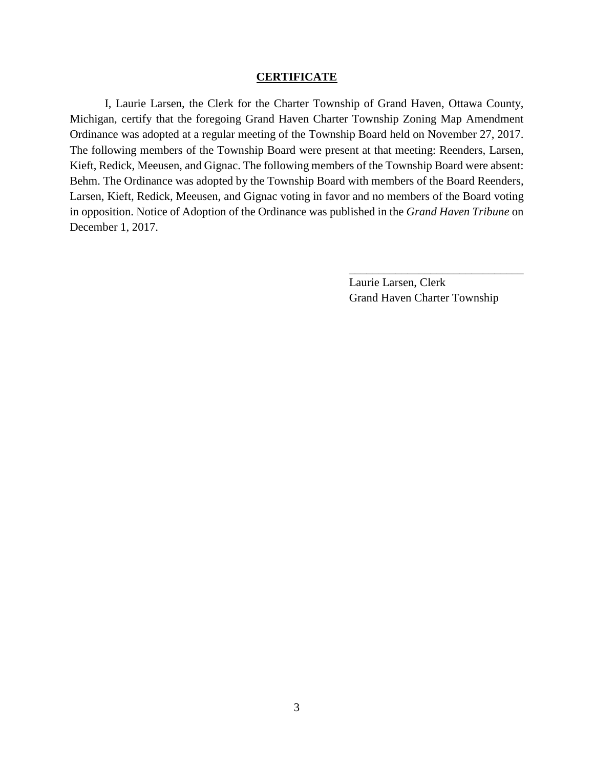## **CERTIFICATE**

I, Laurie Larsen, the Clerk for the Charter Township of Grand Haven, Ottawa County, Michigan, certify that the foregoing Grand Haven Charter Township Zoning Map Amendment Ordinance was adopted at a regular meeting of the Township Board held on November 27, 2017. The following members of the Township Board were present at that meeting: Reenders, Larsen, Kieft, Redick, Meeusen, and Gignac. The following members of the Township Board were absent: Behm. The Ordinance was adopted by the Township Board with members of the Board Reenders, Larsen, Kieft, Redick, Meeusen, and Gignac voting in favor and no members of the Board voting in opposition. Notice of Adoption of the Ordinance was published in the *Grand Haven Tribune* on December 1, 2017.

\_\_\_\_\_\_\_\_\_\_\_\_\_\_\_\_\_\_\_\_\_\_\_\_\_\_\_\_\_\_\_

Laurie Larsen, Clerk

Grand Haven Charter Township